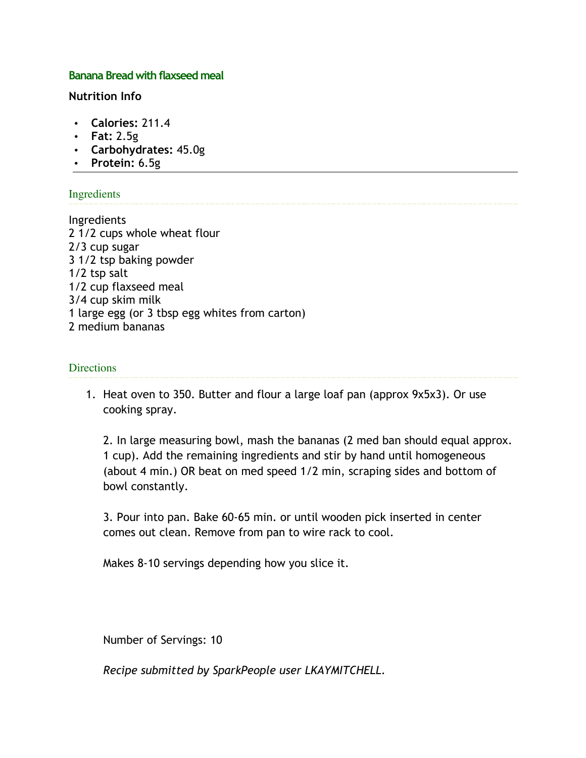## Banana Bread with flaxseed meal

**Nutrition Info**

- **Calories:** 211.4
- **Fat:** 2.5g
- **Carbohydrates:** 45.0g
- **Protein:** 6.5g

---

### Ingredients

Ingredients
2 1/2 cups whole wheat flour
2/3 cup sugar
3 1/2 tsp baking powder
1/2 tsp salt
1/2 cup flaxseed meal
3/4 cup skim milk
1 large egg (or 3 tbsp egg whites from carton)
2 medium bananas

### Directions

1. Heat oven to 350. Butter and flour a large loaf pan (approx 9x5x3). Or use cooking spray.

   2. In large measuring bowl, mash the bananas (2 med ban should equal approx. 1 cup). Add the remaining ingredients and stir by hand until homogeneous (about 4 min.) OR beat on med speed 1/2 min, scraping sides and bottom of bowl constantly.

   3. Pour into pan. Bake 60-65 min. or until wooden pick inserted in center comes out clean. Remove from pan to wire rack to cool.

   Makes 8-10 servings depending how you slice it.

   Number of Servings: 10

   *Recipe submitted by SparkPeople user LKAYMITCHELL.*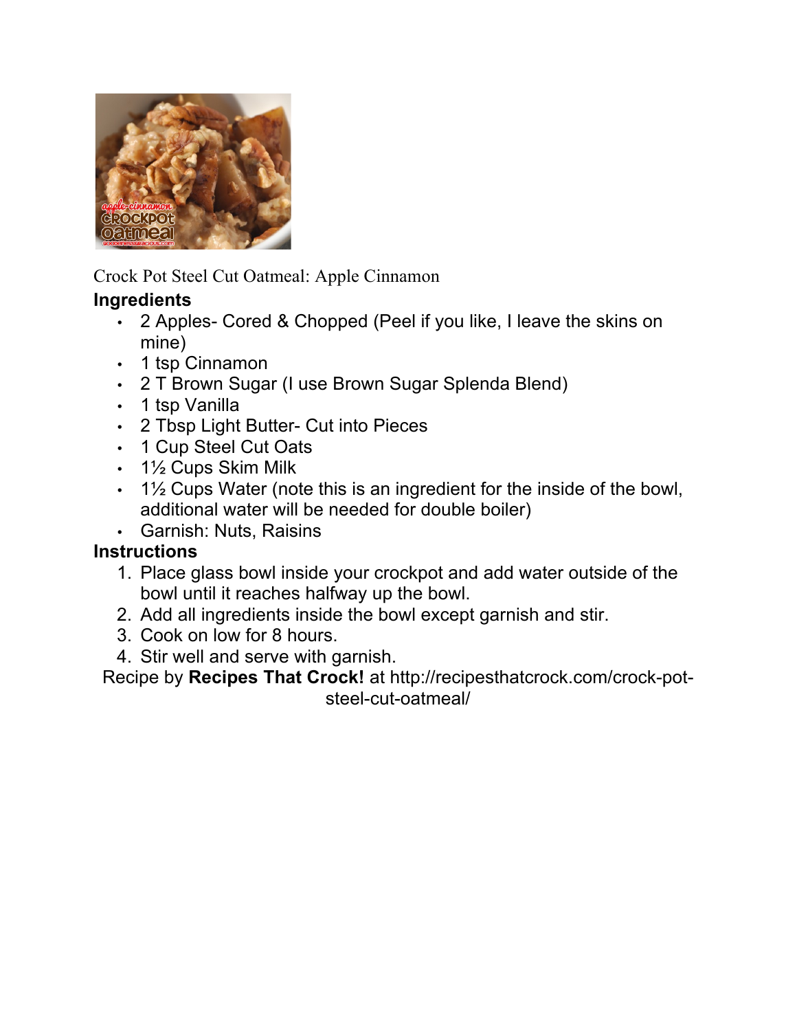Crock Pot Steel Cut Oatmeal: Apple Cinnamon

## Ingredients

- 2 Apples- Cored & Chopped (Peel if you like, I leave the skins on mine)
- 1 tsp Cinnamon
- 2 T Brown Sugar (I use Brown Sugar Splenda Blend)
- 1 tsp Vanilla
- 2 Tbsp Light Butter- Cut into Pieces
- 1 Cup Steel Cut Oats
- 1½ Cups Skim Milk
- 1½ Cups Water (note this is an ingredient for the inside of the bowl, additional water will be needed for double boiler)
- Garnish: Nuts, Raisins

## Instructions

1. Place glass bowl inside your crockpot and add water outside of the bowl until it reaches halfway up the bowl.
2. Add all ingredients inside the bowl except garnish and stir.
3. Cook on low for 8 hours.
4. Stir well and serve with garnish.

Recipe by **Recipes That Crock!** at http://recipesthatcrock.com/crock-pot-steel-cut-oatmeal/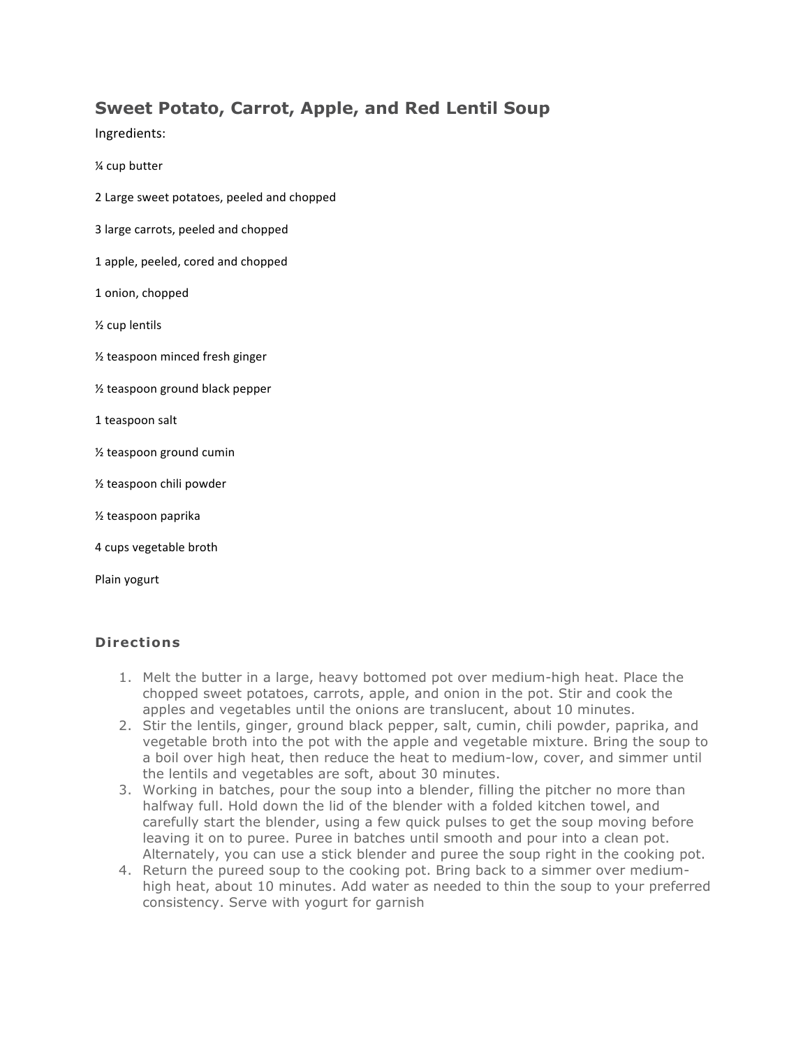# Sweet Potato, Carrot, Apple, and Red Lentil Soup

Ingredients:

¼ cup butter

2 Large sweet potatoes, peeled and chopped

3 large carrots, peeled and chopped

1 apple, peeled, cored and chopped

1 onion, chopped

½ cup lentils

½ teaspoon minced fresh ginger

½ teaspoon ground black pepper

1 teaspoon salt

½ teaspoon ground cumin

½ teaspoon chili powder

½ teaspoon paprika

4 cups vegetable broth

Plain yogurt

## Directions

1. Melt the butter in a large, heavy bottomed pot over medium-high heat. Place the chopped sweet potatoes, carrots, apple, and onion in the pot. Stir and cook the apples and vegetables until the onions are translucent, about 10 minutes.
2. Stir the lentils, ginger, ground black pepper, salt, cumin, chili powder, paprika, and vegetable broth into the pot with the apple and vegetable mixture. Bring the soup to a boil over high heat, then reduce the heat to medium-low, cover, and simmer until the lentils and vegetables are soft, about 30 minutes.
3. Working in batches, pour the soup into a blender, filling the pitcher no more than halfway full. Hold down the lid of the blender with a folded kitchen towel, and carefully start the blender, using a few quick pulses to get the soup moving before leaving it on to puree. Puree in batches until smooth and pour into a clean pot. Alternately, you can use a stick blender and puree the soup right in the cooking pot.
4. Return the pureed soup to the cooking pot. Bring back to a simmer over medium-high heat, about 10 minutes. Add water as needed to thin the soup to your preferred consistency. Serve with yogurt for garnish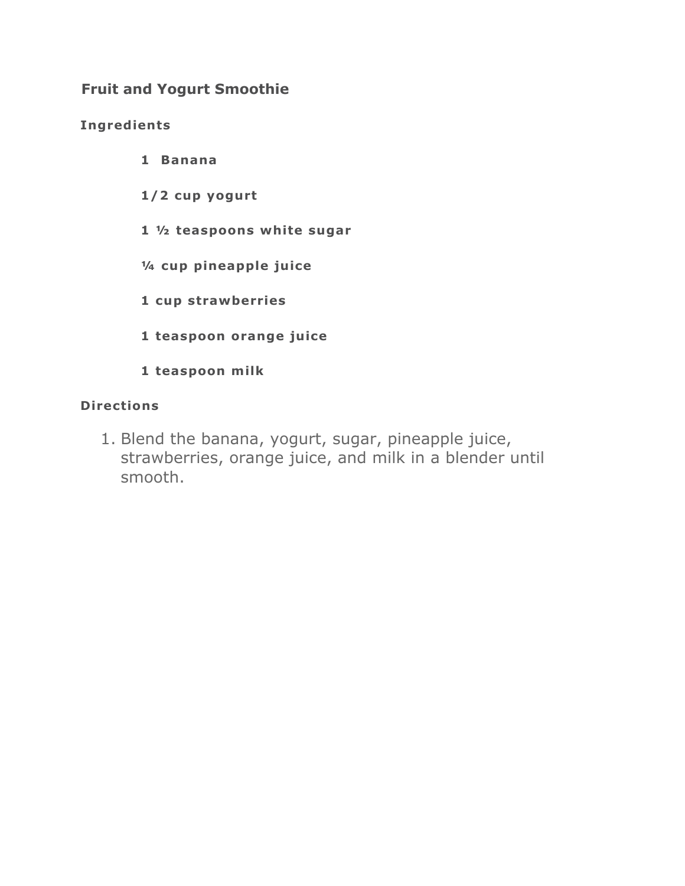# Fruit and Yogurt Smoothie

## Ingredients

- 1 Banana
- 1/2 cup yogurt
- 1 ½ teaspoons white sugar
- ¼ cup pineapple juice
- 1 cup strawberries
- 1 teaspoon orange juice
- 1 teaspoon milk

## Directions

1. Blend the banana, yogurt, sugar, pineapple juice, strawberries, orange juice, and milk in a blender until smooth.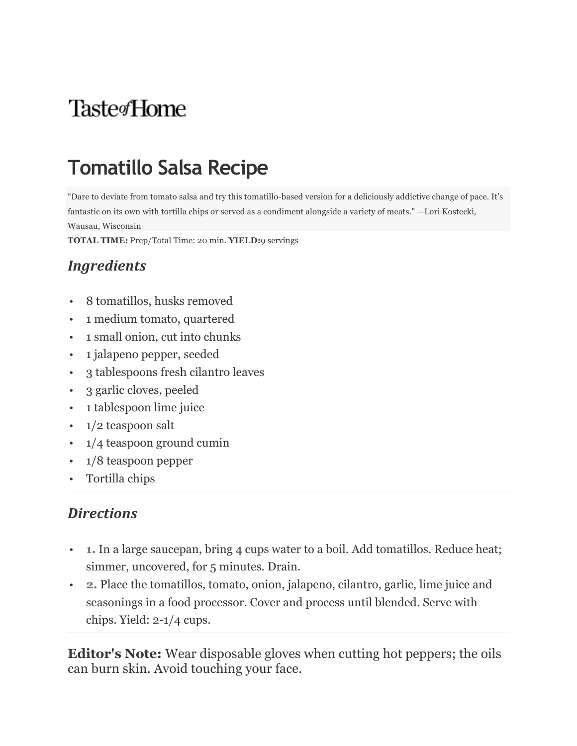Taste of Home

# Tomatillo Salsa Recipe

"Dare to deviate from tomato salsa and try this tomatillo-based version for a deliciously addictive change of pace. It's fantastic on its own with tortilla chips or served as a condiment alongside a variety of meats." —Lori Kostecki, Wausau, Wisconsin

**TOTAL TIME:** Prep/Total Time: 20 min. **YIELD:**9 servings

## *Ingredients*

- 8 tomatillos, husks removed
- 1 medium tomato, quartered
- 1 small onion, cut into chunks
- 1 jalapeno pepper, seeded
- 3 tablespoons fresh cilantro leaves
- 3 garlic cloves, peeled
- 1 tablespoon lime juice
- 1/2 teaspoon salt
- 1/4 teaspoon ground cumin
- 1/8 teaspoon pepper
- Tortilla chips

## *Directions*

- **1.** In a large saucepan, bring 4 cups water to a boil. Add tomatillos. Reduce heat; simmer, uncovered, for 5 minutes. Drain.
- **2.** Place the tomatillos, tomato, onion, jalapeno, cilantro, garlic, lime juice and seasonings in a food processor. Cover and process until blended. Serve with chips. Yield: 2-1/4 cups.

**Editor's Note:** Wear disposable gloves when cutting hot peppers; the oils can burn skin. Avoid touching your face.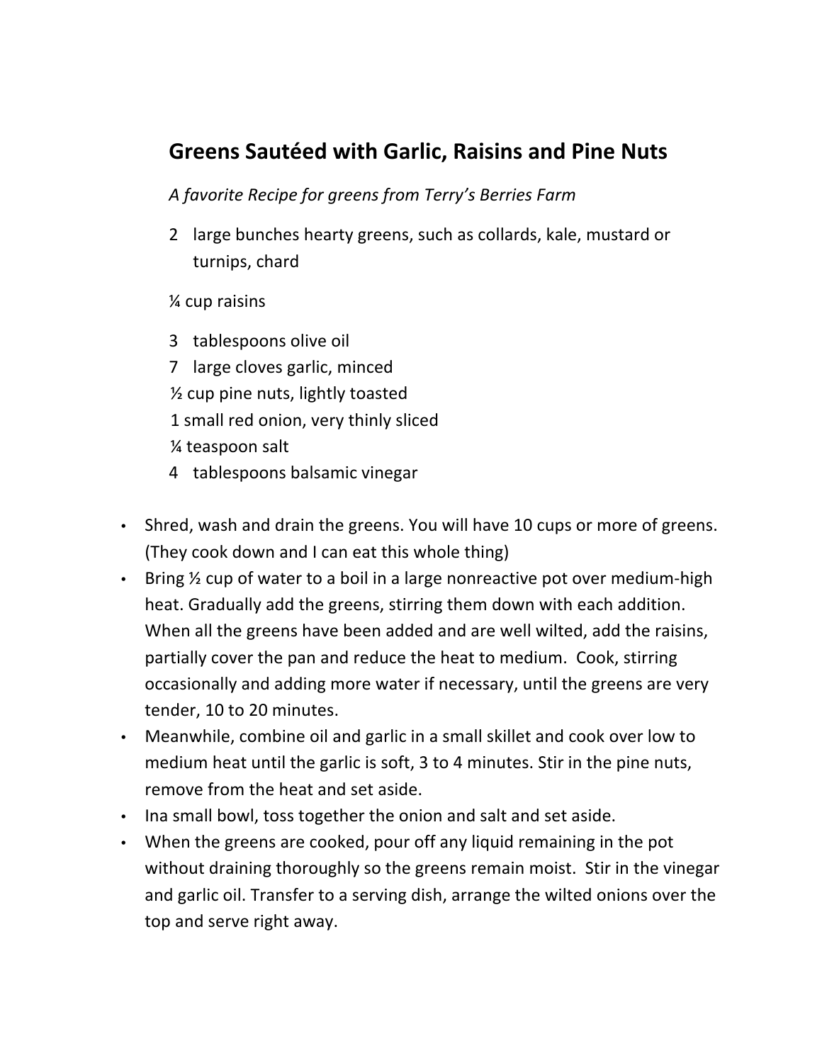## Greens Sautéed with Garlic, Raisins and Pine Nuts

*A favorite Recipe for greens from Terry's Berries Farm*

2 large bunches hearty greens, such as collards, kale, mustard or turnips, chard

¼ cup raisins

3 tablespoons olive oil
7 large cloves garlic, minced
½ cup pine nuts, lightly toasted
1 small red onion, very thinly sliced
¼ teaspoon salt
4 tablespoons balsamic vinegar

- Shred, wash and drain the greens. You will have 10 cups or more of greens. (They cook down and I can eat this whole thing)
- Bring ½ cup of water to a boil in a large nonreactive pot over medium-high heat. Gradually add the greens, stirring them down with each addition. When all the greens have been added and are well wilted, add the raisins, partially cover the pan and reduce the heat to medium. Cook, stirring occasionally and adding more water if necessary, until the greens are very tender, 10 to 20 minutes.
- Meanwhile, combine oil and garlic in a small skillet and cook over low to medium heat until the garlic is soft, 3 to 4 minutes. Stir in the pine nuts, remove from the heat and set aside.
- Ina small bowl, toss together the onion and salt and set aside.
- When the greens are cooked, pour off any liquid remaining in the pot without draining thoroughly so the greens remain moist. Stir in the vinegar and garlic oil. Transfer to a serving dish, arrange the wilted onions over the top and serve right away.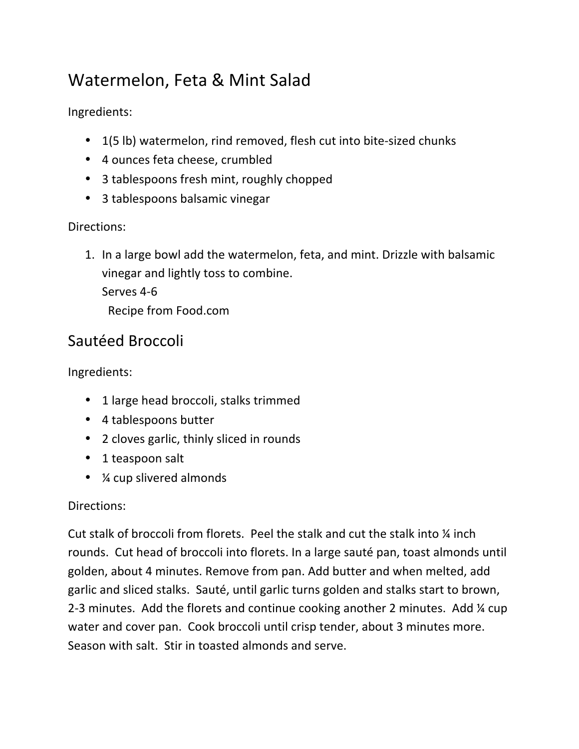## Watermelon, Feta & Mint Salad

Ingredients:

- 1(5 lb) watermelon, rind removed, flesh cut into bite-sized chunks
- 4 ounces feta cheese, crumbled
- 3 tablespoons fresh mint, roughly chopped
- 3 tablespoons balsamic vinegar

Directions:

1. In a large bowl add the watermelon, feta, and mint. Drizzle with balsamic vinegar and lightly toss to combine.
   Serves 4-6
   Recipe from Food.com

## Sautéed Broccoli

Ingredients:

- 1 large head broccoli, stalks trimmed
- 4 tablespoons butter
- 2 cloves garlic, thinly sliced in rounds
- 1 teaspoon salt
- ¼ cup slivered almonds

Directions:

Cut stalk of broccoli from florets. Peel the stalk and cut the stalk into ¼ inch rounds. Cut head of broccoli into florets. In a large sauté pan, toast almonds until golden, about 4 minutes. Remove from pan. Add butter and when melted, add garlic and sliced stalks. Sauté, until garlic turns golden and stalks start to brown, 2-3 minutes. Add the florets and continue cooking another 2 minutes. Add ¼ cup water and cover pan. Cook broccoli until crisp tender, about 3 minutes more. Season with salt. Stir in toasted almonds and serve.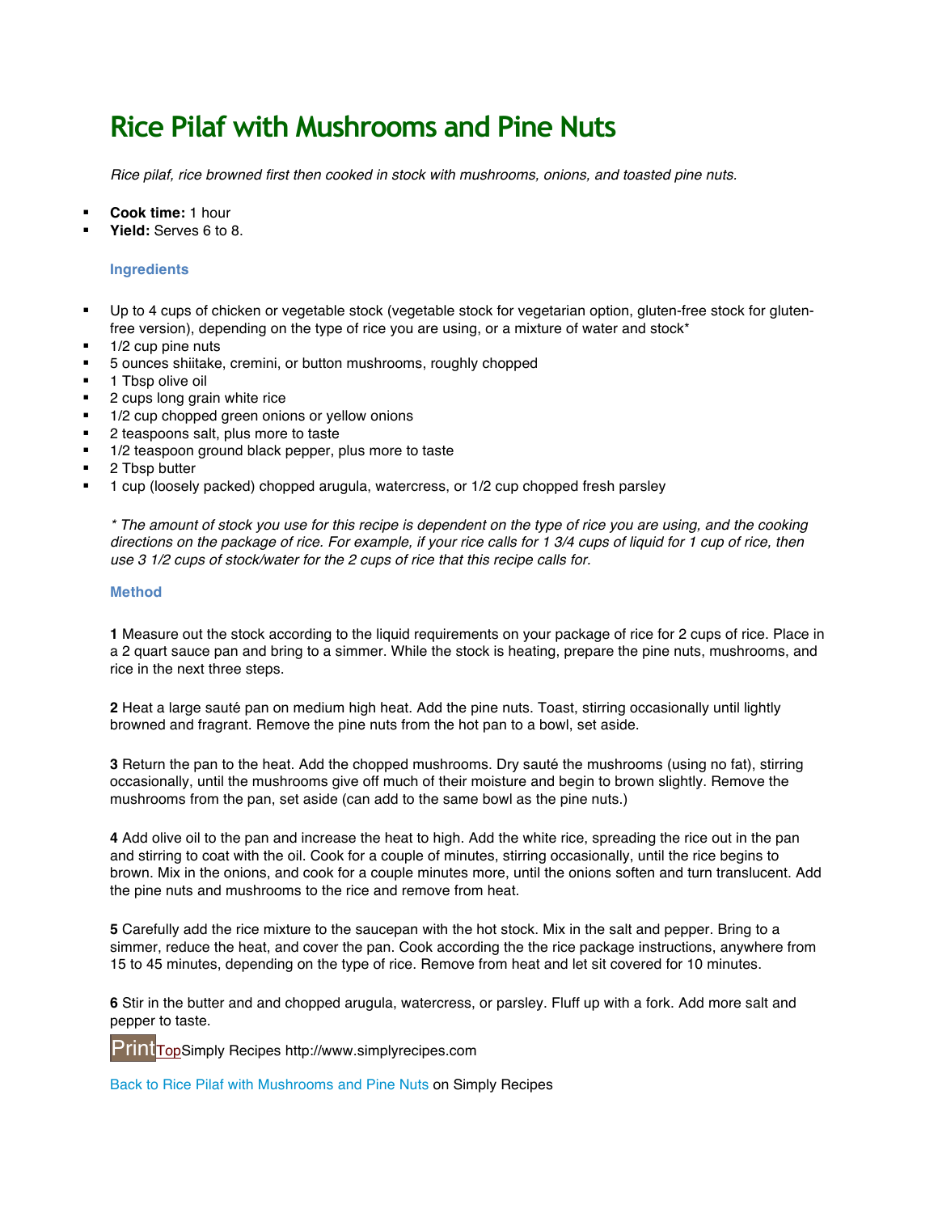# Rice Pilaf with Mushrooms and Pine Nuts

*Rice pilaf, rice browned first then cooked in stock with mushrooms, onions, and toasted pine nuts.*

- **Cook time:** 1 hour
- **Yield:** Serves 6 to 8.

### Ingredients

- Up to 4 cups of chicken or vegetable stock (vegetable stock for vegetarian option, gluten-free stock for gluten-free version), depending on the type of rice you are using, or a mixture of water and stock*
- 1/2 cup pine nuts
- 5 ounces shiitake, cremini, or button mushrooms, roughly chopped
- 1 Tbsp olive oil
- 2 cups long grain white rice
- 1/2 cup chopped green onions or yellow onions
- 2 teaspoons salt, plus more to taste
- 1/2 teaspoon ground black pepper, plus more to taste
- 2 Tbsp butter
- 1 cup (loosely packed) chopped arugula, watercress, or 1/2 cup chopped fresh parsley

*\* The amount of stock you use for this recipe is dependent on the type of rice you are using, and the cooking directions on the package of rice. For example, if your rice calls for 1 3/4 cups of liquid for 1 cup of rice, then use 3 1/2 cups of stock/water for the 2 cups of rice that this recipe calls for.*

### Method

**1** Measure out the stock according to the liquid requirements on your package of rice for 2 cups of rice. Place in a 2 quart sauce pan and bring to a simmer. While the stock is heating, prepare the pine nuts, mushrooms, and rice in the next three steps.

**2** Heat a large sauté pan on medium high heat. Add the pine nuts. Toast, stirring occasionally until lightly browned and fragrant. Remove the pine nuts from the hot pan to a bowl, set aside.

**3** Return the pan to the heat. Add the chopped mushrooms. Dry sauté the mushrooms (using no fat), stirring occasionally, until the mushrooms give off much of their moisture and begin to brown slightly. Remove the mushrooms from the pan, set aside (can add to the same bowl as the pine nuts.)

**4** Add olive oil to the pan and increase the heat to high. Add the white rice, spreading the rice out in the pan and stirring to coat with the oil. Cook for a couple of minutes, stirring occasionally, until the rice begins to brown. Mix in the onions, and cook for a couple minutes more, until the onions soften and turn translucent. Add the pine nuts and mushrooms to the rice and remove from heat.

**5** Carefully add the rice mixture to the saucepan with the hot stock. Mix in the salt and pepper. Bring to a simmer, reduce the heat, and cover the pan. Cook according the the rice package instructions, anywhere from 15 to 45 minutes, depending on the type of rice. Remove from heat and let sit covered for 10 minutes.

**6** Stir in the butter and and chopped arugula, watercress, or parsley. Fluff up with a fork. Add more salt and pepper to taste.

Print Top Simply Recipes http://www.simplyrecipes.com

Back to Rice Pilaf with Mushrooms and Pine Nuts on Simply Recipes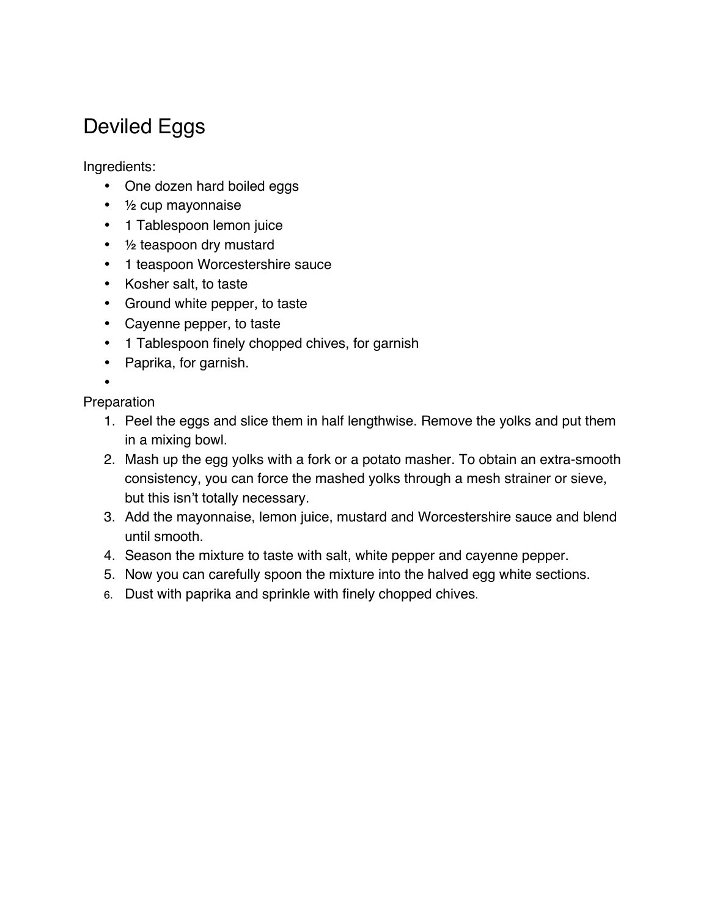# Deviled Eggs

Ingredients:

- One dozen hard boiled eggs
- ½ cup mayonnaise
- 1 Tablespoon lemon juice
- ½ teaspoon dry mustard
- 1 teaspoon Worcestershire sauce
- Kosher salt, to taste
- Ground white pepper, to taste
- Cayenne pepper, to taste
- 1 Tablespoon finely chopped chives, for garnish
- Paprika, for garnish.

Preparation

1. Peel the eggs and slice them in half lengthwise. Remove the yolks and put them in a mixing bowl.
2. Mash up the egg yolks with a fork or a potato masher. To obtain an extra-smooth consistency, you can force the mashed yolks through a mesh strainer or sieve, but this isn't totally necessary.
3. Add the mayonnaise, lemon juice, mustard and Worcestershire sauce and blend until smooth.
4. Season the mixture to taste with salt, white pepper and cayenne pepper.
5. Now you can carefully spoon the mixture into the halved egg white sections.
6. Dust with paprika and sprinkle with finely chopped chives.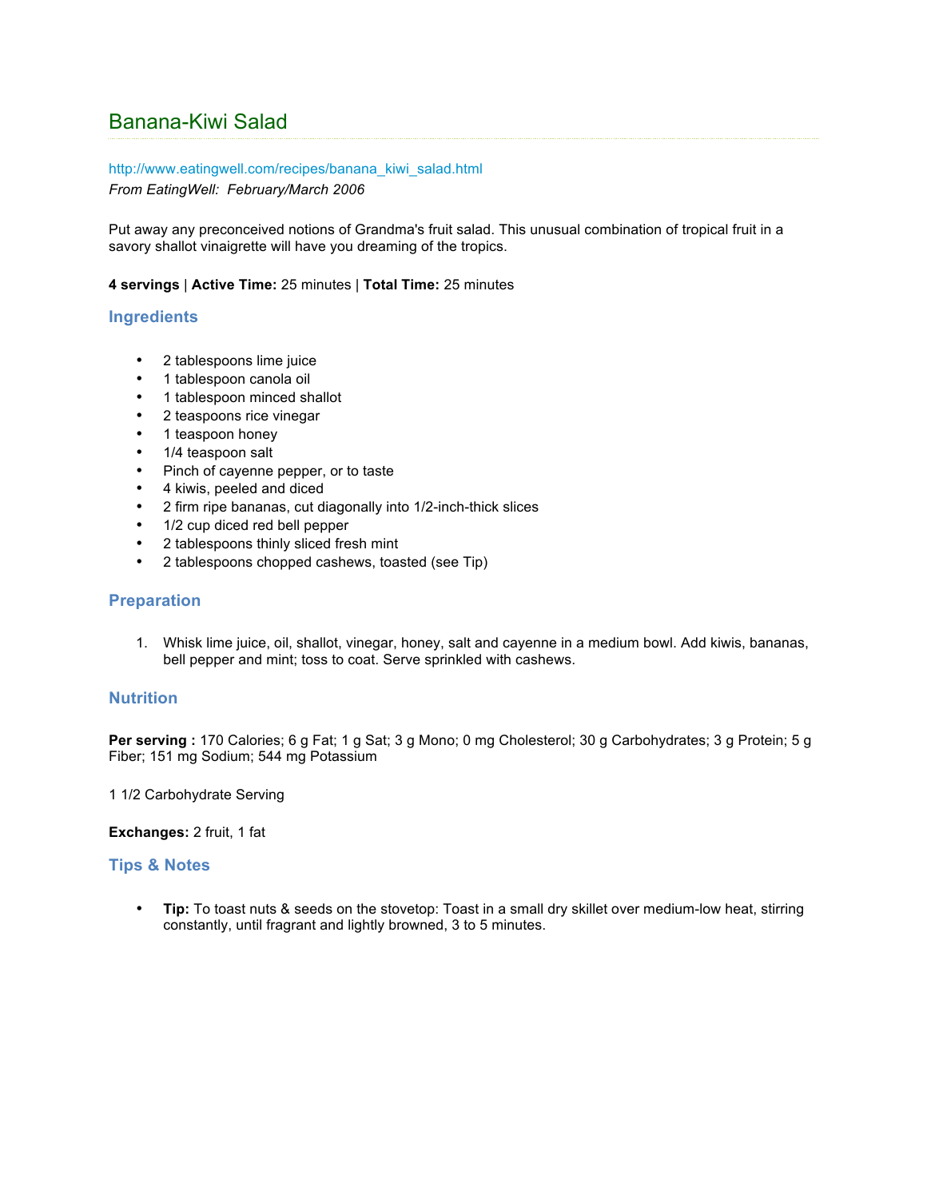# Banana-Kiwi Salad

http://www.eatingwell.com/recipes/banana_kiwi_salad.html

*From EatingWell: February/March 2006*

Put away any preconceived notions of Grandma's fruit salad. This unusual combination of tropical fruit in a savory shallot vinaigrette will have you dreaming of the tropics.

**4 servings** | **Active Time:** 25 minutes | **Total Time:** 25 minutes

## Ingredients

- 2 tablespoons lime juice
- 1 tablespoon canola oil
- 1 tablespoon minced shallot
- 2 teaspoons rice vinegar
- 1 teaspoon honey
- 1/4 teaspoon salt
- Pinch of cayenne pepper, or to taste
- 4 kiwis, peeled and diced
- 2 firm ripe bananas, cut diagonally into 1/2-inch-thick slices
- 1/2 cup diced red bell pepper
- 2 tablespoons thinly sliced fresh mint
- 2 tablespoons chopped cashews, toasted (see Tip)

## Preparation

1. Whisk lime juice, oil, shallot, vinegar, honey, salt and cayenne in a medium bowl. Add kiwis, bananas, bell pepper and mint; toss to coat. Serve sprinkled with cashews.

## Nutrition

**Per serving :** 170 Calories; 6 g Fat; 1 g Sat; 3 g Mono; 0 mg Cholesterol; 30 g Carbohydrates; 3 g Protein; 5 g Fiber; 151 mg Sodium; 544 mg Potassium

1 1/2 Carbohydrate Serving

**Exchanges:** 2 fruit, 1 fat

## Tips & Notes

- **Tip:** To toast nuts & seeds on the stovetop: Toast in a small dry skillet over medium-low heat, stirring constantly, until fragrant and lightly browned, 3 to 5 minutes.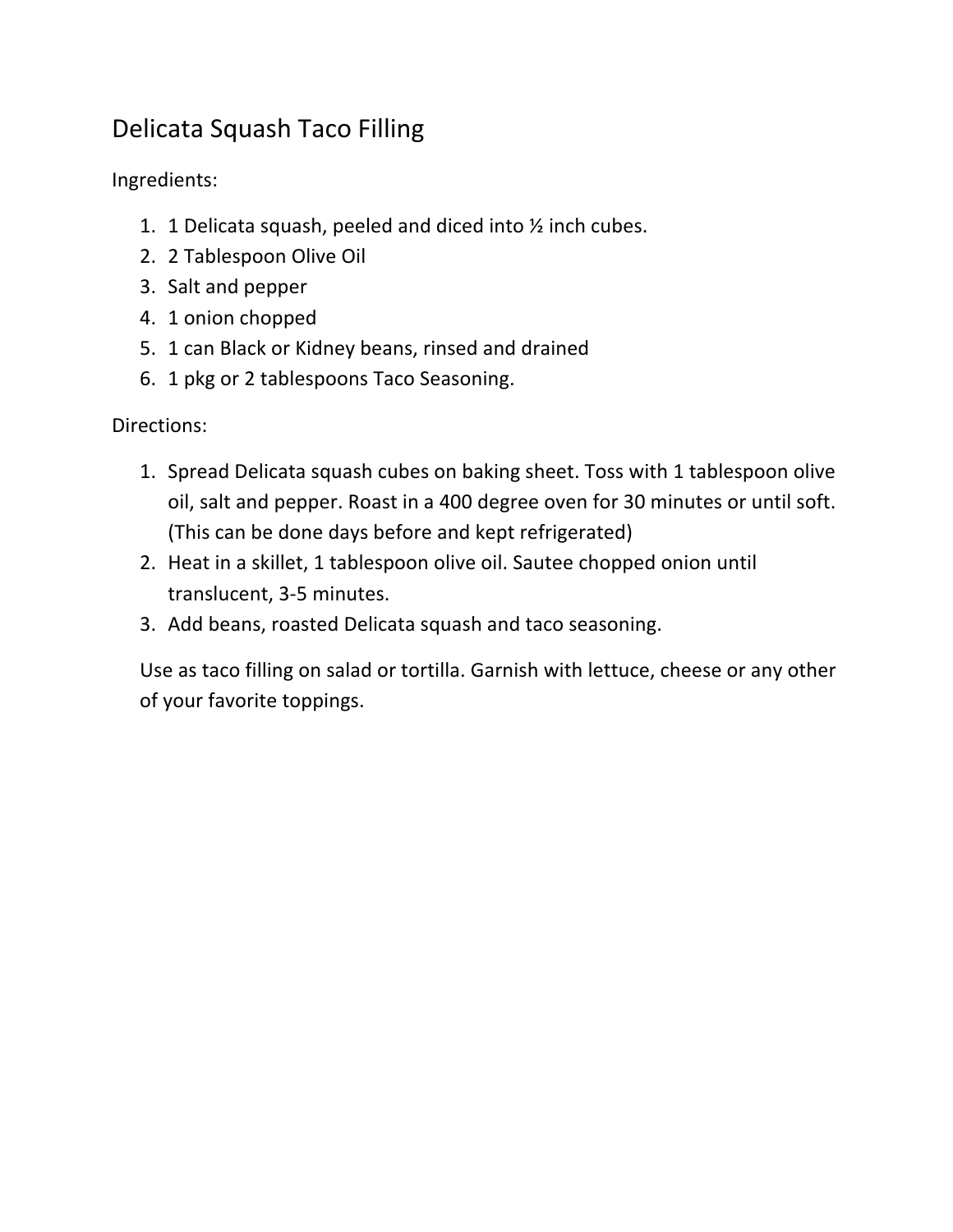# Delicata Squash Taco Filling

Ingredients:

1. 1 Delicata squash, peeled and diced into ½ inch cubes.
2. 2 Tablespoon Olive Oil
3. Salt and pepper
4. 1 onion chopped
5. 1 can Black or Kidney beans, rinsed and drained
6. 1 pkg or 2 tablespoons Taco Seasoning.

Directions:

1. Spread Delicata squash cubes on baking sheet. Toss with 1 tablespoon olive oil, salt and pepper. Roast in a 400 degree oven for 30 minutes or until soft. (This can be done days before and kept refrigerated)
2. Heat in a skillet, 1 tablespoon olive oil. Sautee chopped onion until translucent, 3-5 minutes.
3. Add beans, roasted Delicata squash and taco seasoning.

Use as taco filling on salad or tortilla. Garnish with lettuce, cheese or any other of your favorite toppings.